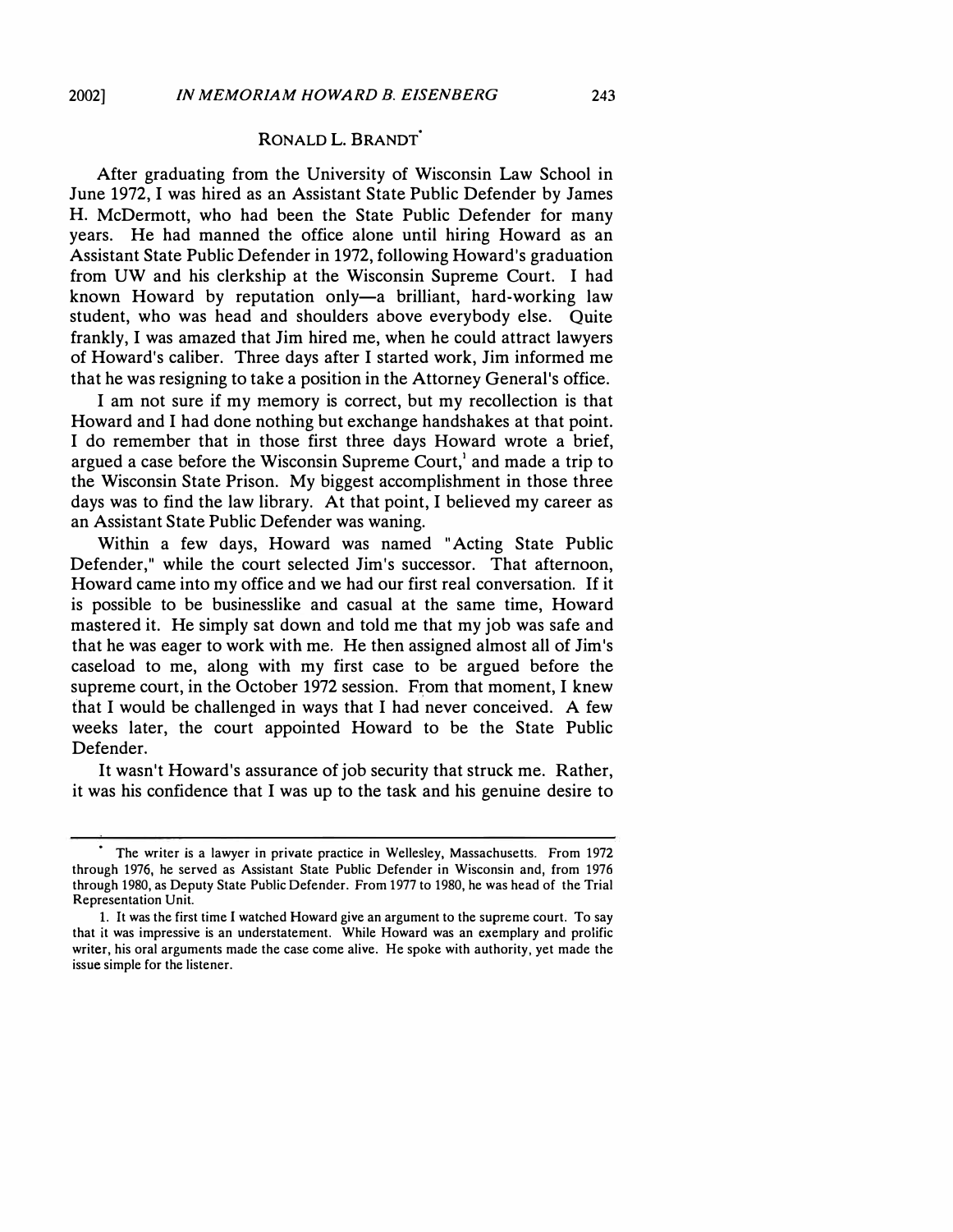## RONALD L. BRANDT*

After graduating from the University of Wisconsin Law School in June 1972, I was hired as an Assistant State Public Defender by James H. McDermott, who had been the State Public Defender for many years. He had manned the office alone until hiring Howard as an Assistant State Public Defender in 1972, following Howard's graduation from UW and his clerkship at the Wisconsin Supreme Court. I had known Howard by reputation only—a brilliant, hard-working law student, who was head and shoulders above everybody else. Quite frankly, I was amazed that Jim hired me, when he could attract lawyers of Howard's caliber. Three days after I started work, Jim informed me that he was resigning to take a position in the Attorney General's office.

I am not sure if my memory is correct, but my recollection is that Howard and I had done nothing but exchange handshakes at that point. I do remember that in those first three days Howard wrote a brief, argued a case before the Wisconsin Supreme Court,[1] and made a trip to the Wisconsin State Prison. My biggest accomplishment in those three days was to find the law library. At that point, I believed my career as an Assistant State Public Defender was waning.

Within a few days, Howard was named "Acting State Public Defender," while the court selected Jim's successor. That afternoon, Howard came into my office and we had our first real conversation. If it is possible to be businesslike and casual at the same time, Howard mastered it. He simply sat down and told me that my job was safe and that he was eager to work with me. He then assigned almost all of Jim's caseload to me, along with my first case to be argued before the supreme court, in the October 1972 session. From that moment, I knew that I would be challenged in ways that I had never conceived. A few weeks later, the court appointed Howard to be the State Public Defender.

It wasn't Howard's assurance of job security that struck me. Rather, it was his confidence that I was up to the task and his genuine desire to

---

\* The writer is a lawyer in private practice in Wellesley, Massachusetts. From 1972 through 1976, he served as Assistant State Public Defender in Wisconsin and, from 1976 through 1980, as Deputy State Public Defender. From 1977 to 1980, he was head of the Trial Representation Unit.

1. It was the first time I watched Howard give an argument to the supreme court. To say that it was impressive is an understatement. While Howard was an exemplary and prolific writer, his oral arguments made the case come alive. He spoke with authority, yet made the issue simple for the listener.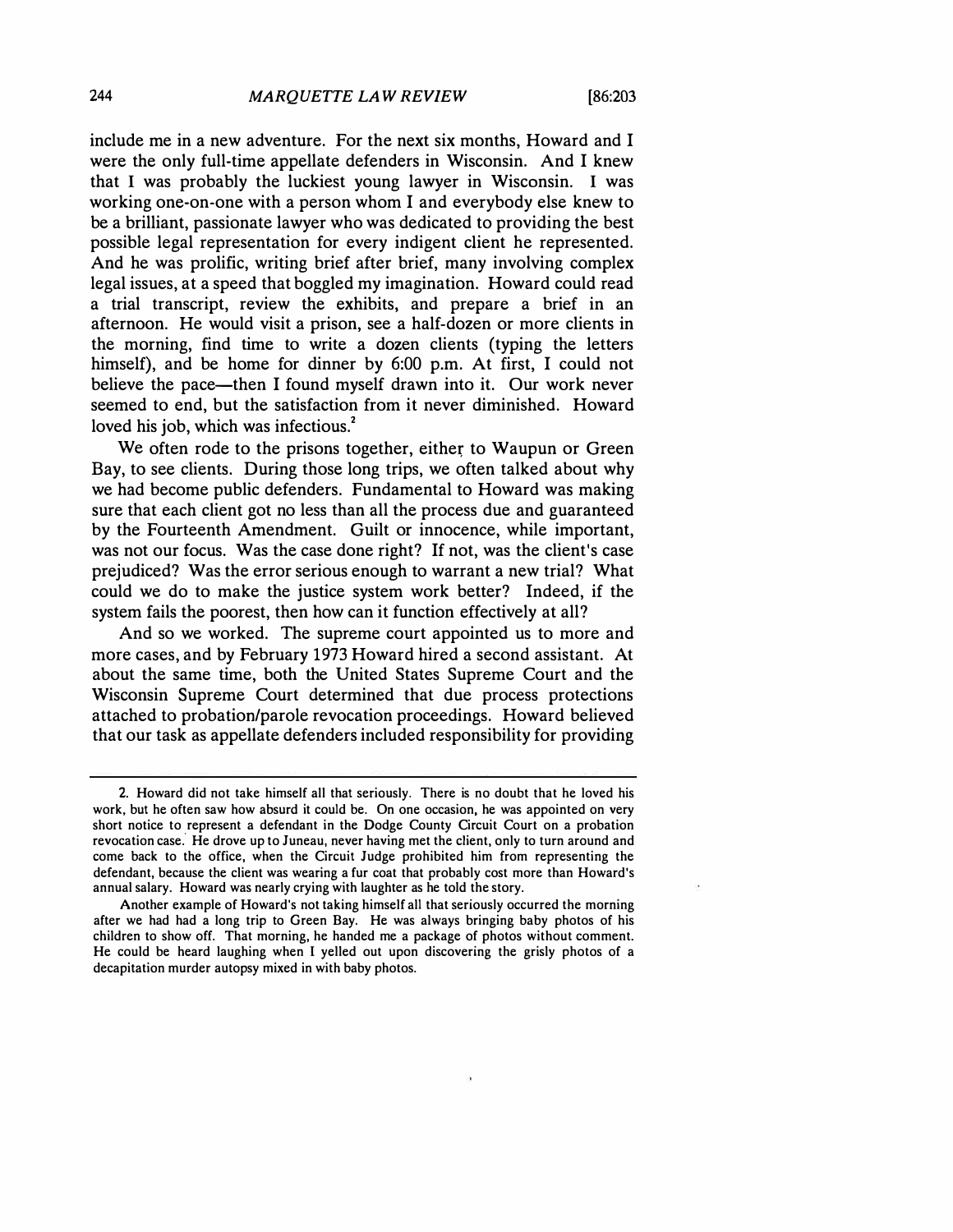include me in a new adventure. For the next six months, Howard and I were the only full-time appellate defenders in Wisconsin. And I knew that I was probably the luckiest young lawyer in Wisconsin. I was working one-on-one with a person whom I and everybody else knew to be a brilliant, passionate lawyer who was dedicated to providing the best possible legal representation for every indigent client he represented. And he was prolific, writing brief after brief, many involving complex legal issues, at a speed that boggled my imagination. Howard could read a trial transcript, review the exhibits, and prepare a brief in an afternoon. He would visit a prison, see a half-dozen or more clients in the morning, find time to write a dozen clients (typing the letters himself), and be home for dinner by 6:00 p.m. At first, I could not believe the pace—then I found myself drawn into it. Our work never seemed to end, but the satisfaction from it never diminished. Howard loved his job, which was infectious.[2]

We often rode to the prisons together, either to Waupun or Green Bay, to see clients. During those long trips, we often talked about why we had become public defenders. Fundamental to Howard was making sure that each client got no less than all the process due and guaranteed by the Fourteenth Amendment. Guilt or innocence, while important, was not our focus. Was the case done right? If not, was the client's case prejudiced? Was the error serious enough to warrant a new trial? What could we do to make the justice system work better? Indeed, if the system fails the poorest, then how can it function effectively at all?

And so we worked. The supreme court appointed us to more and more cases, and by February 1973 Howard hired a second assistant. At about the same time, both the United States Supreme Court and the Wisconsin Supreme Court determined that due process protections attached to probation/parole revocation proceedings. Howard believed that our task as appellate defenders included responsibility for providing

---

2. Howard did not take himself all that seriously. There is no doubt that he loved his work, but he often saw how absurd it could be. On one occasion, he was appointed on very short notice to represent a defendant in the Dodge County Circuit Court on a probation revocation case. He drove up to Juneau, never having met the client, only to turn around and come back to the office, when the Circuit Judge prohibited him from representing the defendant, because the client was wearing a fur coat that probably cost more than Howard's annual salary. Howard was nearly crying with laughter as he told the story.

Another example of Howard's not taking himself all that seriously occurred the morning after we had had a long trip to Green Bay. He was always bringing baby photos of his children to show off. That morning, he handed me a package of photos without comment. He could be heard laughing when I yelled out upon discovering the grisly photos of a decapitation murder autopsy mixed in with baby photos.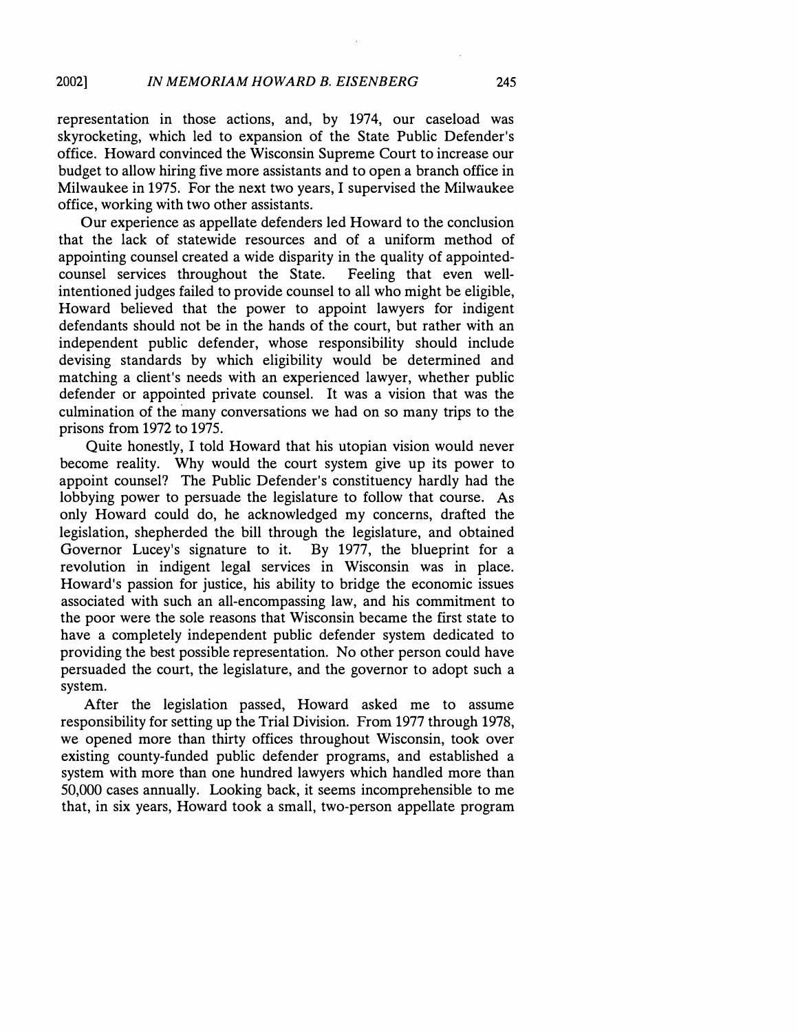representation in those actions, and, by 1974, our caseload was skyrocketing, which led to expansion of the State Public Defender's office. Howard convinced the Wisconsin Supreme Court to increase our budget to allow hiring five more assistants and to open a branch office in Milwaukee in 1975. For the next two years, I supervised the Milwaukee office, working with two other assistants.

Our experience as appellate defenders led Howard to the conclusion that the lack of statewide resources and of a uniform method of appointing counsel created a wide disparity in the quality of appointed-counsel services throughout the State. Feeling that even well-intentioned judges failed to provide counsel to all who might be eligible, Howard believed that the power to appoint lawyers for indigent defendants should not be in the hands of the court, but rather with an independent public defender, whose responsibility should include devising standards by which eligibility would be determined and matching a client's needs with an experienced lawyer, whether public defender or appointed private counsel. It was a vision that was the culmination of the many conversations we had on so many trips to the prisons from 1972 to 1975.

Quite honestly, I told Howard that his utopian vision would never become reality. Why would the court system give up its power to appoint counsel? The Public Defender's constituency hardly had the lobbying power to persuade the legislature to follow that course. As only Howard could do, he acknowledged my concerns, drafted the legislation, shepherded the bill through the legislature, and obtained Governor Lucey's signature to it. By 1977, the blueprint for a revolution in indigent legal services in Wisconsin was in place. Howard's passion for justice, his ability to bridge the economic issues associated with such an all-encompassing law, and his commitment to the poor were the sole reasons that Wisconsin became the first state to have a completely independent public defender system dedicated to providing the best possible representation. No other person could have persuaded the court, the legislature, and the governor to adopt such a system.

After the legislation passed, Howard asked me to assume responsibility for setting up the Trial Division. From 1977 through 1978, we opened more than thirty offices throughout Wisconsin, took over existing county-funded public defender programs, and established a system with more than one hundred lawyers which handled more than 50,000 cases annually. Looking back, it seems incomprehensible to me that, in six years, Howard took a small, two-person appellate program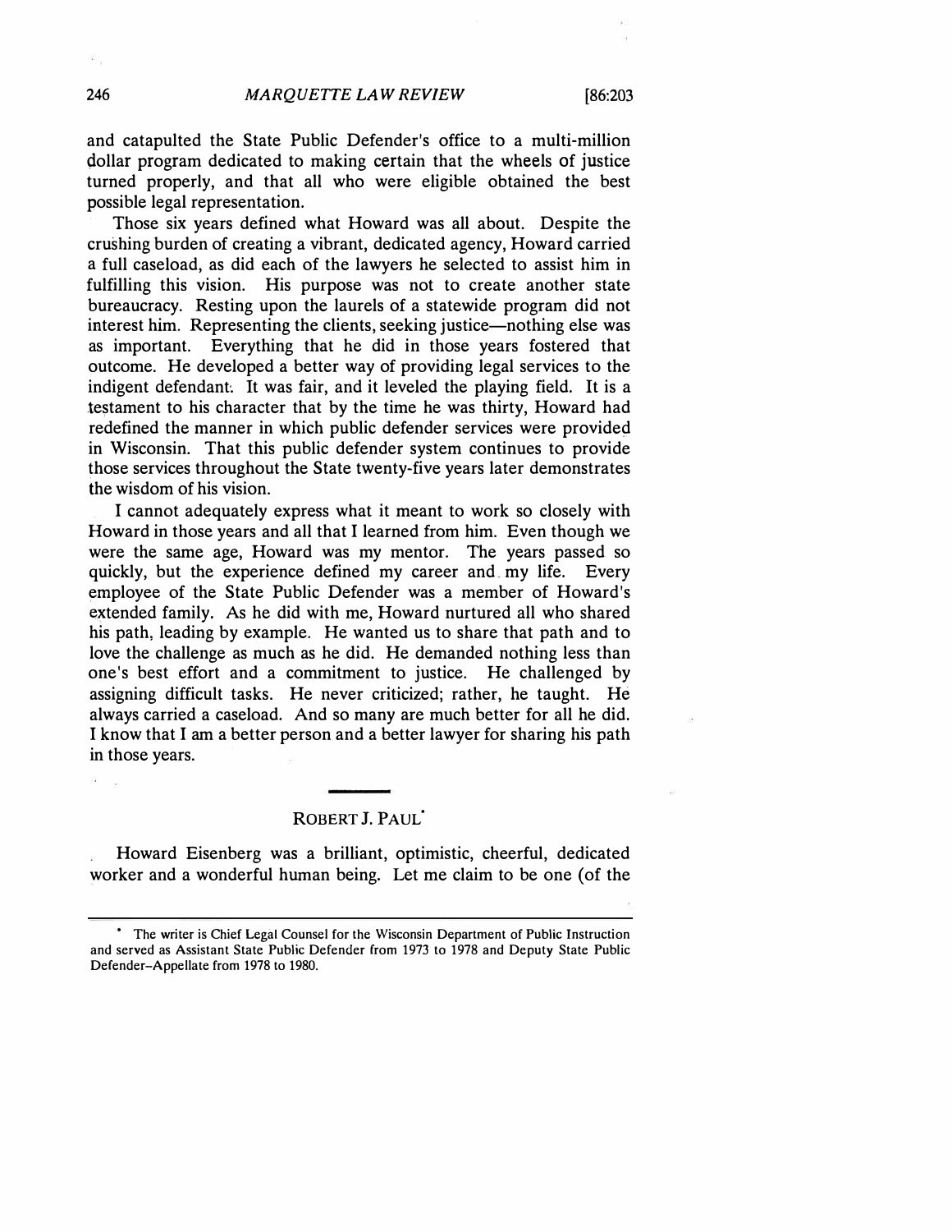and catapulted the State Public Defender's office to a multi-million dollar program dedicated to making certain that the wheels of justice turned properly, and that all who were eligible obtained the best possible legal representation.

Those six years defined what Howard was all about. Despite the crushing burden of creating a vibrant, dedicated agency, Howard carried a full caseload, as did each of the lawyers he selected to assist him in fulfilling this vision. His purpose was not to create another state bureaucracy. Resting upon the laurels of a statewide program did not interest him. Representing the clients, seeking justice—nothing else was as important. Everything that he did in those years fostered that outcome. He developed a better way of providing legal services to the indigent defendant. It was fair, and it leveled the playing field. It is a testament to his character that by the time he was thirty, Howard had redefined the manner in which public defender services were provided in Wisconsin. That this public defender system continues to provide those services throughout the State twenty-five years later demonstrates the wisdom of his vision.

I cannot adequately express what it meant to work so closely with Howard in those years and all that I learned from him. Even though we were the same age, Howard was my mentor. The years passed so quickly, but the experience defined my career and my life. Every employee of the State Public Defender was a member of Howard's extended family. As he did with me, Howard nurtured all who shared his path, leading by example. He wanted us to share that path and to love the challenge as much as he did. He demanded nothing less than one's best effort and a commitment to justice. He challenged by assigning difficult tasks. He never criticized; rather, he taught. He always carried a caseload. And so many are much better for all he did. I know that I am a better person and a better lawyer for sharing his path in those years.

---

## ROBERT J. PAUL*

Howard Eisenberg was a brilliant, optimistic, cheerful, dedicated worker and a wonderful human being. Let me claim to be one (of the

---

* The writer is Chief Legal Counsel for the Wisconsin Department of Public Instruction and served as Assistant State Public Defender from 1973 to 1978 and Deputy State Public Defender–Appellate from 1978 to 1980.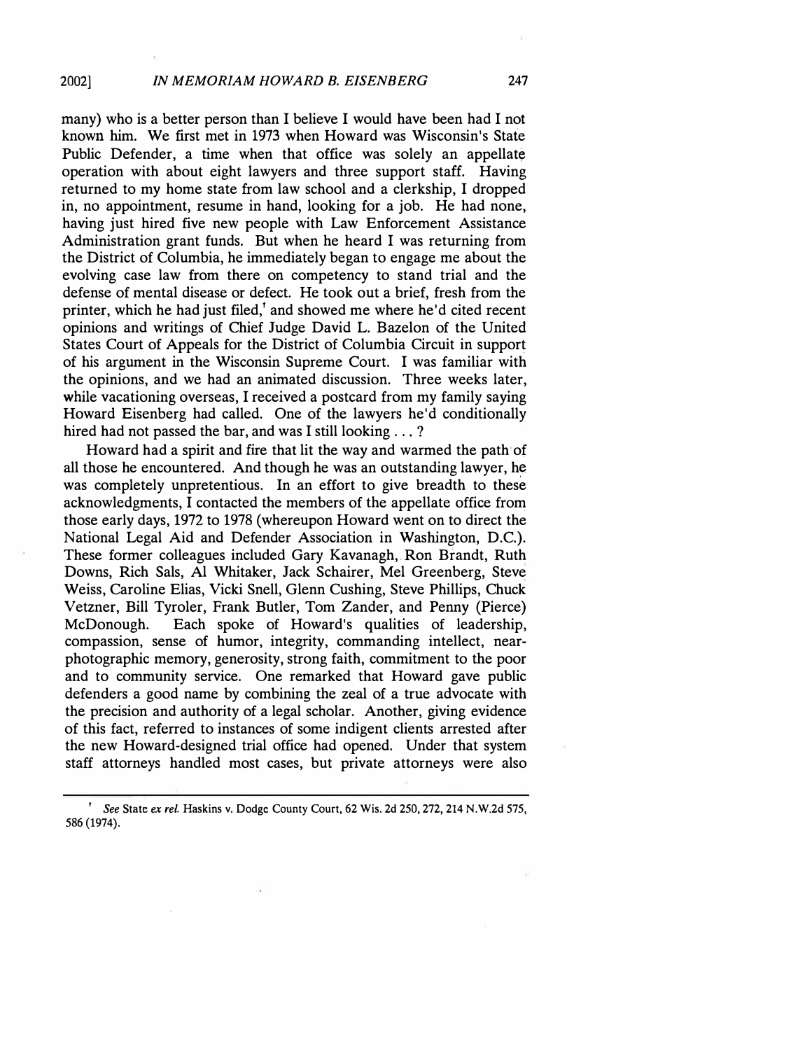many) who is a better person than I believe I would have been had I not known him. We first met in 1973 when Howard was Wisconsin's State Public Defender, a time when that office was solely an appellate operation with about eight lawyers and three support staff. Having returned to my home state from law school and a clerkship, I dropped in, no appointment, resume in hand, looking for a job. He had none, having just hired five new people with Law Enforcement Assistance Administration grant funds. But when he heard I was returning from the District of Columbia, he immediately began to engage me about the evolving case law from there on competency to stand trial and the defense of mental disease or defect. He took out a brief, fresh from the printer, which he had just filed,[†] and showed me where he'd cited recent opinions and writings of Chief Judge David L. Bazelon of the United States Court of Appeals for the District of Columbia Circuit in support of his argument in the Wisconsin Supreme Court. I was familiar with the opinions, and we had an animated discussion. Three weeks later, while vacationing overseas, I received a postcard from my family saying Howard Eisenberg had called. One of the lawyers he'd conditionally hired had not passed the bar, and was I still looking . . . ?

Howard had a spirit and fire that lit the way and warmed the path of all those he encountered. And though he was an outstanding lawyer, he was completely unpretentious. In an effort to give breadth to these acknowledgments, I contacted the members of the appellate office from those early days, 1972 to 1978 (whereupon Howard went on to direct the National Legal Aid and Defender Association in Washington, D.C.). These former colleagues included Gary Kavanagh, Ron Brandt, Ruth Downs, Rich Sals, Al Whitaker, Jack Schairer, Mel Greenberg, Steve Weiss, Caroline Elias, Vicki Snell, Glenn Cushing, Steve Phillips, Chuck Vetzner, Bill Tyroler, Frank Butler, Tom Zander, and Penny (Pierce) McDonough. Each spoke of Howard's qualities of leadership, compassion, sense of humor, integrity, commanding intellect, near-photographic memory, generosity, strong faith, commitment to the poor and to community service. One remarked that Howard gave public defenders a good name by combining the zeal of a true advocate with the precision and authority of a legal scholar. Another, giving evidence of this fact, referred to instances of some indigent clients arrested after the new Howard-designed trial office had opened. Under that system staff attorneys handled most cases, but private attorneys were also

---

[†] *See* State *ex rel.* Haskins v. Dodge County Court, 62 Wis. 2d 250, 272, 214 N.W.2d 575, 586 (1974).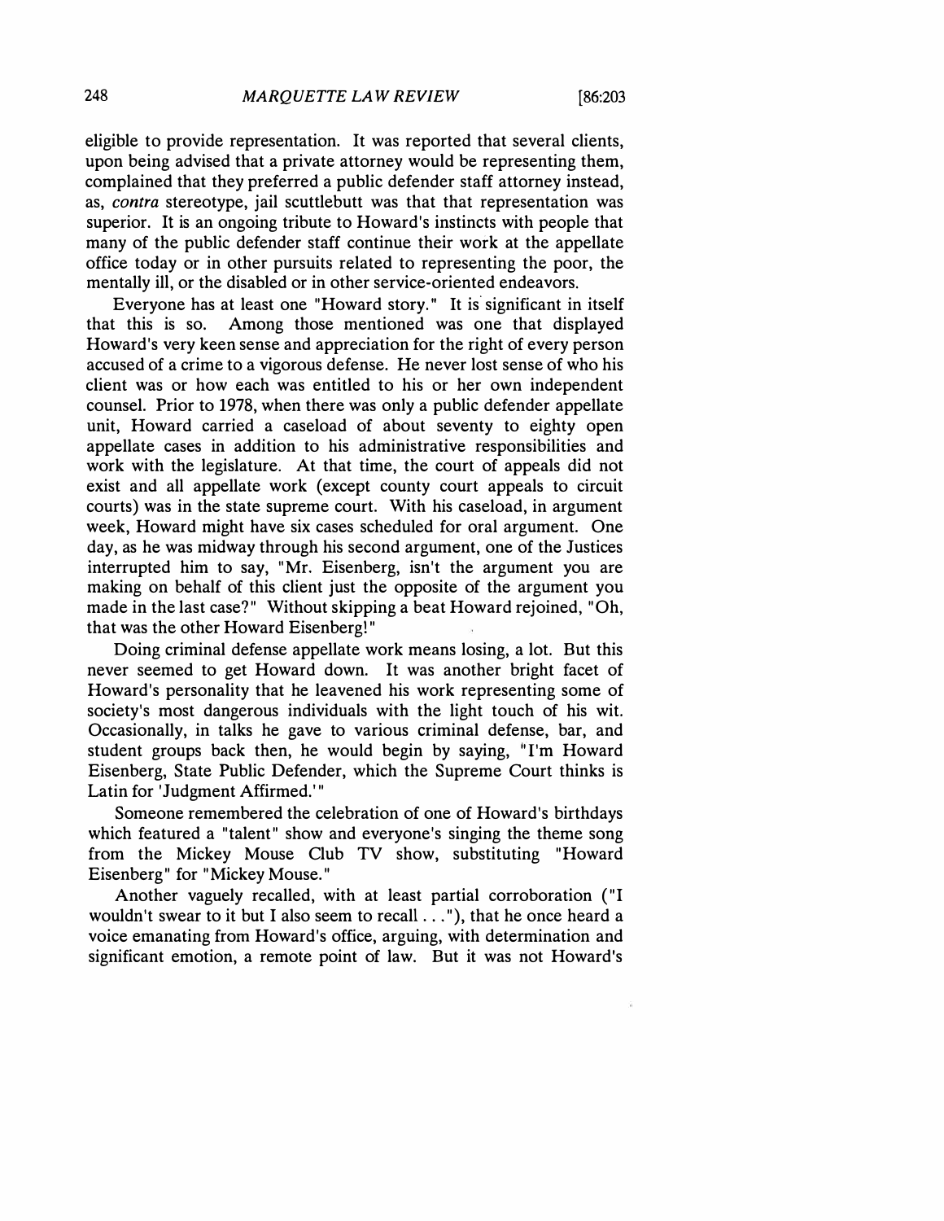eligible to provide representation. It was reported that several clients, upon being advised that a private attorney would be representing them, complained that they preferred a public defender staff attorney instead, as, *contra* stereotype, jail scuttlebutt was that that representation was superior. It is an ongoing tribute to Howard's instincts with people that many of the public defender staff continue their work at the appellate office today or in other pursuits related to representing the poor, the mentally ill, or the disabled or in other service-oriented endeavors.

Everyone has at least one "Howard story." It is significant in itself that this is so. Among those mentioned was one that displayed Howard's very keen sense and appreciation for the right of every person accused of a crime to a vigorous defense. He never lost sense of who his client was or how each was entitled to his or her own independent counsel. Prior to 1978, when there was only a public defender appellate unit, Howard carried a caseload of about seventy to eighty open appellate cases in addition to his administrative responsibilities and work with the legislature. At that time, the court of appeals did not exist and all appellate work (except county court appeals to circuit courts) was in the state supreme court. With his caseload, in argument week, Howard might have six cases scheduled for oral argument. One day, as he was midway through his second argument, one of the Justices interrupted him to say, "Mr. Eisenberg, isn't the argument you are making on behalf of this client just the opposite of the argument you made in the last case?" Without skipping a beat Howard rejoined, "Oh, that was the other Howard Eisenberg!"

Doing criminal defense appellate work means losing, a lot. But this never seemed to get Howard down. It was another bright facet of Howard's personality that he leavened his work representing some of society's most dangerous individuals with the light touch of his wit. Occasionally, in talks he gave to various criminal defense, bar, and student groups back then, he would begin by saying, "I'm Howard Eisenberg, State Public Defender, which the Supreme Court thinks is Latin for 'Judgment Affirmed.'"

Someone remembered the celebration of one of Howard's birthdays which featured a "talent" show and everyone's singing the theme song from the Mickey Mouse Club TV show, substituting "Howard Eisenberg" for "Mickey Mouse."

Another vaguely recalled, with at least partial corroboration ("I wouldn't swear to it but I also seem to recall . . ."), that he once heard a voice emanating from Howard's office, arguing, with determination and significant emotion, a remote point of law. But it was not Howard's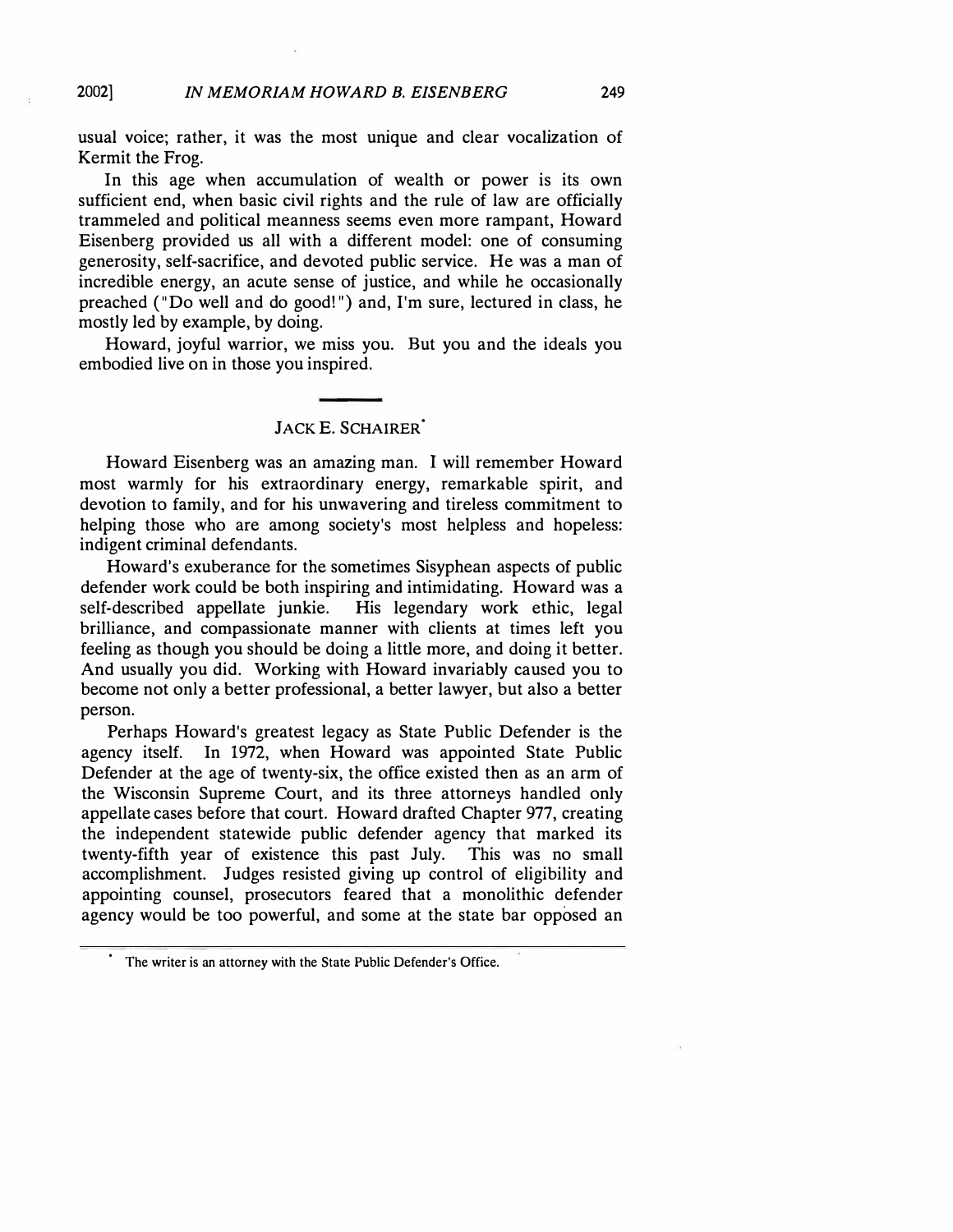usual voice; rather, it was the most unique and clear vocalization of Kermit the Frog.

In this age when accumulation of wealth or power is its own sufficient end, when basic civil rights and the rule of law are officially trammeled and political meanness seems even more rampant, Howard Eisenberg provided us all with a different model: one of consuming generosity, self-sacrifice, and devoted public service. He was a man of incredible energy, an acute sense of justice, and while he occasionally preached ("Do well and do good!") and, I'm sure, lectured in class, he mostly led by example, by doing.

Howard, joyful warrior, we miss you. But you and the ideals you embodied live on in those you inspired.

---

## JACK E. SCHAIRER*

Howard Eisenberg was an amazing man. I will remember Howard most warmly for his extraordinary energy, remarkable spirit, and devotion to family, and for his unwavering and tireless commitment to helping those who are among society's most helpless and hopeless: indigent criminal defendants.

Howard's exuberance for the sometimes Sisyphean aspects of public defender work could be both inspiring and intimidating. Howard was a self-described appellate junkie. His legendary work ethic, legal brilliance, and compassionate manner with clients at times left you feeling as though you should be doing a little more, and doing it better. And usually you did. Working with Howard invariably caused you to become not only a better professional, a better lawyer, but also a better person.

Perhaps Howard's greatest legacy as State Public Defender is the agency itself. In 1972, when Howard was appointed State Public Defender at the age of twenty-six, the office existed then as an arm of the Wisconsin Supreme Court, and its three attorneys handled only appellate cases before that court. Howard drafted Chapter 977, creating the independent statewide public defender agency that marked its twenty-fifth year of existence this past July. This was no small accomplishment. Judges resisted giving up control of eligibility and appointing counsel, prosecutors feared that a monolithic defender agency would be too powerful, and some at the state bar opposed an

---

* The writer is an attorney with the State Public Defender's Office.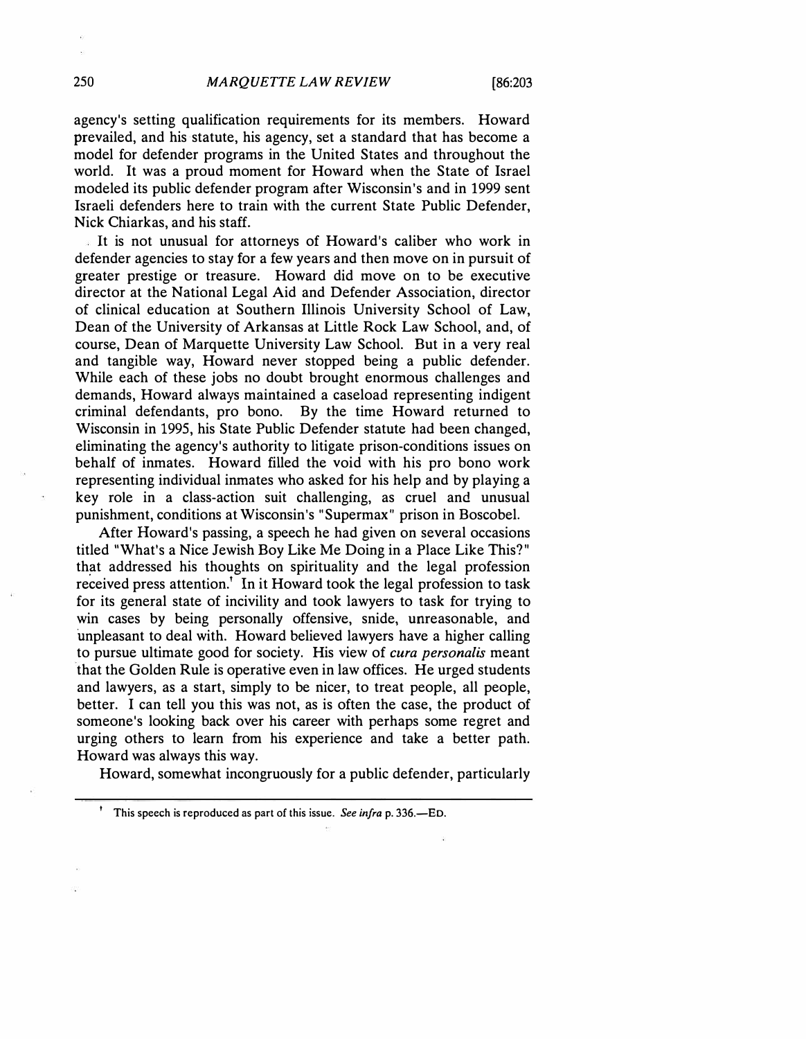agency's setting qualification requirements for its members. Howard prevailed, and his statute, his agency, set a standard that has become a model for defender programs in the United States and throughout the world. It was a proud moment for Howard when the State of Israel modeled its public defender program after Wisconsin's and in 1999 sent Israeli defenders here to train with the current State Public Defender, Nick Chiarkas, and his staff.

It is not unusual for attorneys of Howard's caliber who work in defender agencies to stay for a few years and then move on in pursuit of greater prestige or treasure. Howard did move on to be executive director at the National Legal Aid and Defender Association, director of clinical education at Southern Illinois University School of Law, Dean of the University of Arkansas at Little Rock Law School, and, of course, Dean of Marquette University Law School. But in a very real and tangible way, Howard never stopped being a public defender. While each of these jobs no doubt brought enormous challenges and demands, Howard always maintained a caseload representing indigent criminal defendants, pro bono. By the time Howard returned to Wisconsin in 1995, his State Public Defender statute had been changed, eliminating the agency's authority to litigate prison-conditions issues on behalf of inmates. Howard filled the void with his pro bono work representing individual inmates who asked for his help and by playing a key role in a class-action suit challenging, as cruel and unusual punishment, conditions at Wisconsin's "Supermax" prison in Boscobel.

After Howard's passing, a speech he had given on several occasions titled "What's a Nice Jewish Boy Like Me Doing in a Place Like This?" that addressed his thoughts on spirituality and the legal profession received press attention.[†] In it Howard took the legal profession to task for its general state of incivility and took lawyers to task for trying to win cases by being personally offensive, snide, unreasonable, and unpleasant to deal with. Howard believed lawyers have a higher calling to pursue ultimate good for society. His view of *cura personalis* meant that the Golden Rule is operative even in law offices. He urged students and lawyers, as a start, simply to be nicer, to treat people, all people, better. I can tell you this was not, as is often the case, the product of someone's looking back over his career with perhaps some regret and urging others to learn from his experience and take a better path. Howard was always this way.

Howard, somewhat incongruously for a public defender, particularly

---

[†] This speech is reproduced as part of this issue. *See infra* p. 336.—ED.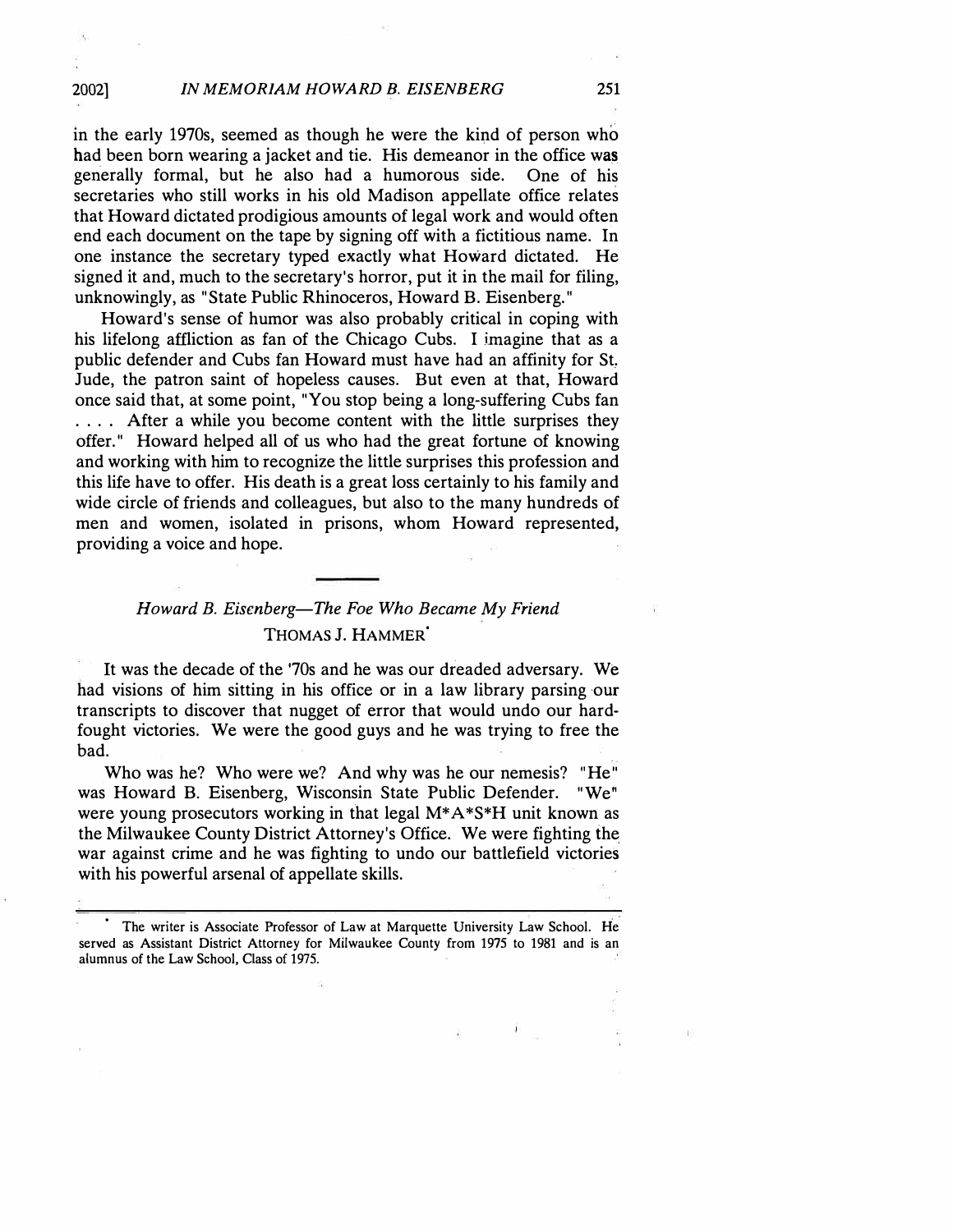in the early 1970s, seemed as though he were the kind of person who had been born wearing a jacket and tie. His demeanor in the office was generally formal, but he also had a humorous side. One of his secretaries who still works in his old Madison appellate office relates that Howard dictated prodigious amounts of legal work and would often end each document on the tape by signing off with a fictitious name. In one instance the secretary typed exactly what Howard dictated. He signed it and, much to the secretary's horror, put it in the mail for filing, unknowingly, as "State Public Rhinoceros, Howard B. Eisenberg."

Howard's sense of humor was also probably critical in coping with his lifelong affliction as fan of the Chicago Cubs. I imagine that as a public defender and Cubs fan Howard must have had an affinity for St. Jude, the patron saint of hopeless causes. But even at that, Howard once said that, at some point, "You stop being a long-suffering Cubs fan . . . . After a while you become content with the little surprises they offer." Howard helped all of us who had the great fortune of knowing and working with him to recognize the little surprises this profession and this life have to offer. His death is a great loss certainly to his family and wide circle of friends and colleagues, but also to the many hundreds of men and women, isolated in prisons, whom Howard represented, providing a voice and hope.

## *Howard B. Eisenberg—The Foe Who Became My Friend*

THOMAS J. HAMMER*

It was the decade of the '70s and he was our dreaded adversary. We had visions of him sitting in his office or in a law library parsing our transcripts to discover that nugget of error that would undo our hard-fought victories. We were the good guys and he was trying to free the bad.

Who was he? Who were we? And why was he our nemesis? "He" was Howard B. Eisenberg, Wisconsin State Public Defender. "We" were young prosecutors working in that legal M*A*S*H unit known as the Milwaukee County District Attorney's Office. We were fighting the war against crime and he was fighting to undo our battlefield victories with his powerful arsenal of appellate skills.

---

* The writer is Associate Professor of Law at Marquette University Law School. He served as Assistant District Attorney for Milwaukee County from 1975 to 1981 and is an alumnus of the Law School, Class of 1975.